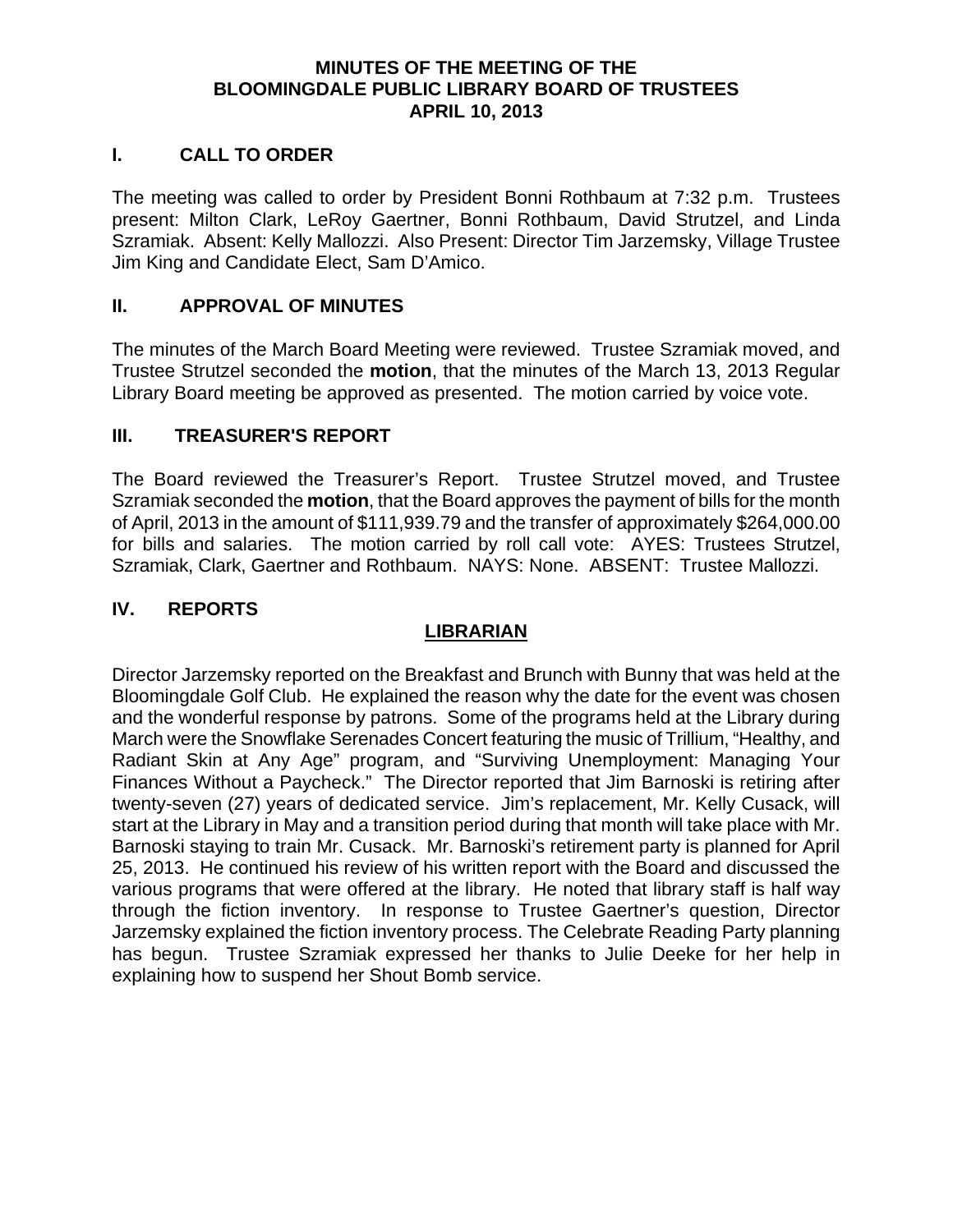# MINUTES OF THE MEETING OF THE BLOOMINGDALE PUBLIC LIBRARY BOARD OF TRUSTEES APRIL 10, 2013

## I. CALL TO ORDER

The meeting was called to order by President Bonni Rothbaum at 7:32 p.m. Trustees present: Milton Clark, LeRoy Gaertner, Bonni Rothbaum, David Strutzel, and Linda Szramiak. Absent: Kelly Mallozzi. Also Present: Director Tim Jarzemsky, Village Trustee Jim King and Candidate Elect, Sam D'Amico.

## II. APPROVAL OF MINUTES

The minutes of the March Board Meeting were reviewed. Trustee Szramiak moved, and Trustee Strutzel seconded the **motion**, that the minutes of the March 13, 2013 Regular Library Board meeting be approved as presented. The motion carried by voice vote.

## III. TREASURER'S REPORT

The Board reviewed the Treasurer's Report. Trustee Strutzel moved, and Trustee Szramiak seconded the **motion**, that the Board approves the payment of bills for the month of April, 2013 in the amount of $111,939.79 and the transfer of approximately $264,000.00 for bills and salaries. The motion carried by roll call vote: AYES: Trustees Strutzel, Szramiak, Clark, Gaertner and Rothbaum. NAYS: None. ABSENT: Trustee Mallozzi.

## IV. REPORTS

### LIBRARIAN

Director Jarzemsky reported on the Breakfast and Brunch with Bunny that was held at the Bloomingdale Golf Club. He explained the reason why the date for the event was chosen and the wonderful response by patrons. Some of the programs held at the Library during March were the Snowflake Serenades Concert featuring the music of Trillium, "Healthy, and Radiant Skin at Any Age" program, and "Surviving Unemployment: Managing Your Finances Without a Paycheck." The Director reported that Jim Barnoski is retiring after twenty-seven (27) years of dedicated service. Jim's replacement, Mr. Kelly Cusack, will start at the Library in May and a transition period during that month will take place with Mr. Barnoski staying to train Mr. Cusack. Mr. Barnoski's retirement party is planned for April 25, 2013. He continued his review of his written report with the Board and discussed the various programs that were offered at the library. He noted that library staff is half way through the fiction inventory. In response to Trustee Gaertner's question, Director Jarzemsky explained the fiction inventory process. The Celebrate Reading Party planning has begun. Trustee Szramiak expressed her thanks to Julie Deeke for her help in explaining how to suspend her Shout Bomb service.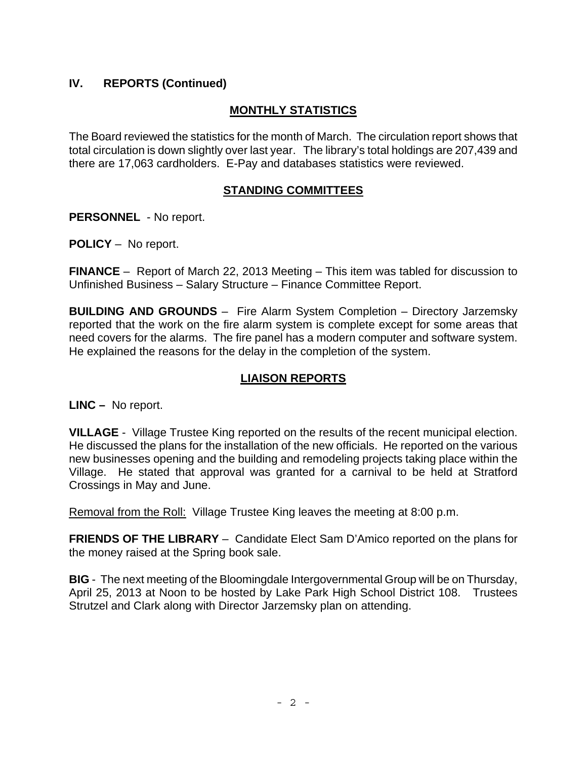## IV. REPORTS (Continued)

### MONTHLY STATISTICS

The Board reviewed the statistics for the month of March. The circulation report shows that total circulation is down slightly over last year. The library's total holdings are 207,439 and there are 17,063 cardholders. E-Pay and databases statistics were reviewed.

### STANDING COMMITTEES

**PERSONNEL** - No report.

**POLICY** – No report.

**FINANCE** – Report of March 22, 2013 Meeting – This item was tabled for discussion to Unfinished Business – Salary Structure – Finance Committee Report.

**BUILDING AND GROUNDS** – Fire Alarm System Completion – Directory Jarzemsky reported that the work on the fire alarm system is complete except for some areas that need covers for the alarms. The fire panel has a modern computer and software system. He explained the reasons for the delay in the completion of the system.

### LIAISON REPORTS

**LINC –** No report.

**VILLAGE** - Village Trustee King reported on the results of the recent municipal election. He discussed the plans for the installation of the new officials. He reported on the various new businesses opening and the building and remodeling projects taking place within the Village. He stated that approval was granted for a carnival to be held at Stratford Crossings in May and June.

Removal from the Roll: Village Trustee King leaves the meeting at 8:00 p.m.

**FRIENDS OF THE LIBRARY** – Candidate Elect Sam D'Amico reported on the plans for the money raised at the Spring book sale.

**BIG** - The next meeting of the Bloomingdale Intergovernmental Group will be on Thursday, April 25, 2013 at Noon to be hosted by Lake Park High School District 108. Trustees Strutzel and Clark along with Director Jarzemsky plan on attending.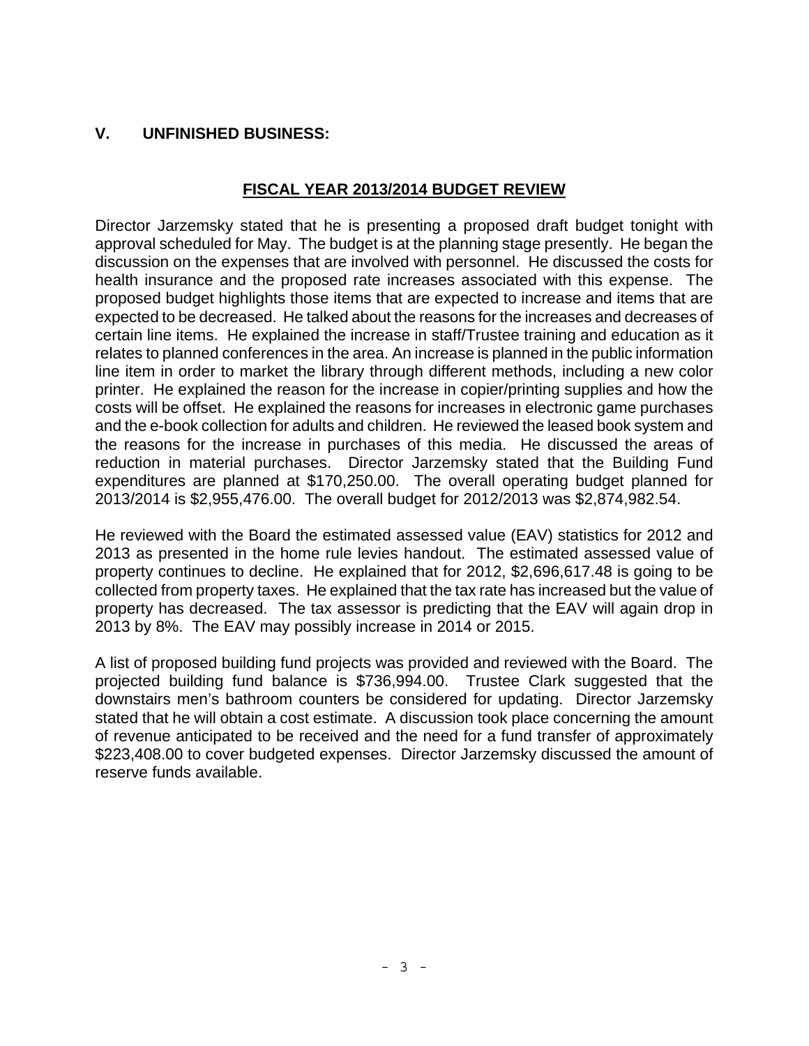## V. UNFINISHED BUSINESS:

### FISCAL YEAR 2013/2014 BUDGET REVIEW

Director Jarzemsky stated that he is presenting a proposed draft budget tonight with approval scheduled for May. The budget is at the planning stage presently. He began the discussion on the expenses that are involved with personnel. He discussed the costs for health insurance and the proposed rate increases associated with this expense. The proposed budget highlights those items that are expected to increase and items that are expected to be decreased. He talked about the reasons for the increases and decreases of certain line items. He explained the increase in staff/Trustee training and education as it relates to planned conferences in the area. An increase is planned in the public information line item in order to market the library through different methods, including a new color printer. He explained the reason for the increase in copier/printing supplies and how the costs will be offset. He explained the reasons for increases in electronic game purchases and the e-book collection for adults and children. He reviewed the leased book system and the reasons for the increase in purchases of this media. He discussed the areas of reduction in material purchases. Director Jarzemsky stated that the Building Fund expenditures are planned at $170,250.00. The overall operating budget planned for 2013/2014 is $2,955,476.00. The overall budget for 2012/2013 was $2,874,982.54.

He reviewed with the Board the estimated assessed value (EAV) statistics for 2012 and 2013 as presented in the home rule levies handout. The estimated assessed value of property continues to decline. He explained that for 2012, $2,696,617.48 is going to be collected from property taxes. He explained that the tax rate has increased but the value of property has decreased. The tax assessor is predicting that the EAV will again drop in 2013 by 8%. The EAV may possibly increase in 2014 or 2015.

A list of proposed building fund projects was provided and reviewed with the Board. The projected building fund balance is $736,994.00. Trustee Clark suggested that the downstairs men's bathroom counters be considered for updating. Director Jarzemsky stated that he will obtain a cost estimate. A discussion took place concerning the amount of revenue anticipated to be received and the need for a fund transfer of approximately $223,408.00 to cover budgeted expenses. Director Jarzemsky discussed the amount of reserve funds available.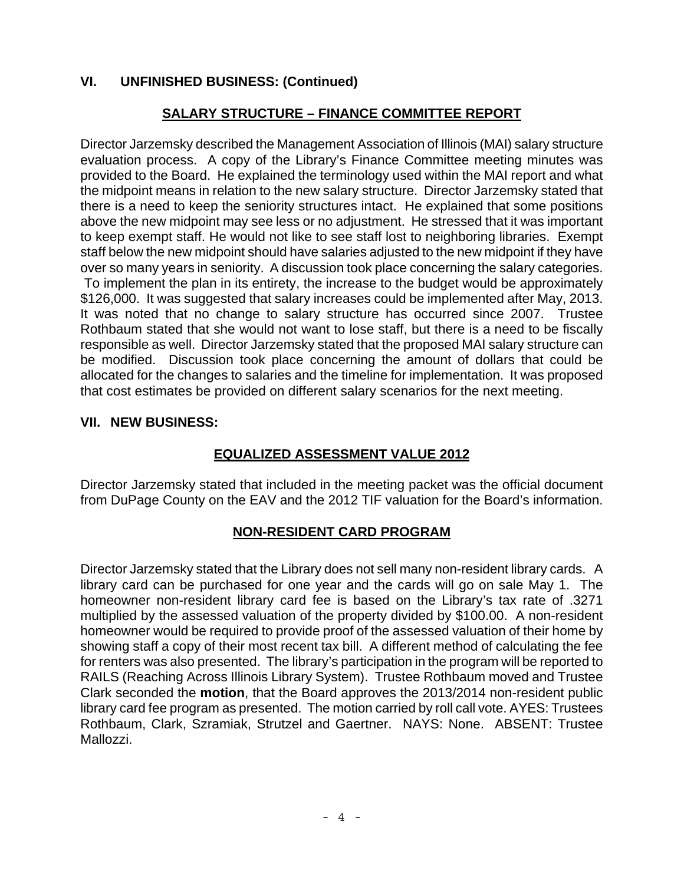## VI. UNFINISHED BUSINESS: (Continued)

### SALARY STRUCTURE – FINANCE COMMITTEE REPORT

Director Jarzemsky described the Management Association of Illinois (MAI) salary structure evaluation process. A copy of the Library's Finance Committee meeting minutes was provided to the Board. He explained the terminology used within the MAI report and what the midpoint means in relation to the new salary structure. Director Jarzemsky stated that there is a need to keep the seniority structures intact. He explained that some positions above the new midpoint may see less or no adjustment. He stressed that it was important to keep exempt staff. He would not like to see staff lost to neighboring libraries. Exempt staff below the new midpoint should have salaries adjusted to the new midpoint if they have over so many years in seniority. A discussion took place concerning the salary categories. To implement the plan in its entirety, the increase to the budget would be approximately \$126,000. It was suggested that salary increases could be implemented after May, 2013. It was noted that no change to salary structure has occurred since 2007. Trustee Rothbaum stated that she would not want to lose staff, but there is a need to be fiscally responsible as well. Director Jarzemsky stated that the proposed MAI salary structure can be modified. Discussion took place concerning the amount of dollars that could be allocated for the changes to salaries and the timeline for implementation. It was proposed that cost estimates be provided on different salary scenarios for the next meeting.

## VII. NEW BUSINESS:

### EQUALIZED ASSESSMENT VALUE 2012

Director Jarzemsky stated that included in the meeting packet was the official document from DuPage County on the EAV and the 2012 TIF valuation for the Board's information.

### NON-RESIDENT CARD PROGRAM

Director Jarzemsky stated that the Library does not sell many non-resident library cards. A library card can be purchased for one year and the cards will go on sale May 1. The homeowner non-resident library card fee is based on the Library's tax rate of .3271 multiplied by the assessed valuation of the property divided by \$100.00. A non-resident homeowner would be required to provide proof of the assessed valuation of their home by showing staff a copy of their most recent tax bill. A different method of calculating the fee for renters was also presented. The library's participation in the program will be reported to RAILS (Reaching Across Illinois Library System). Trustee Rothbaum moved and Trustee Clark seconded the **motion**, that the Board approves the 2013/2014 non-resident public library card fee program as presented. The motion carried by roll call vote. AYES: Trustees Rothbaum, Clark, Szramiak, Strutzel and Gaertner. NAYS: None. ABSENT: Trustee Mallozzi.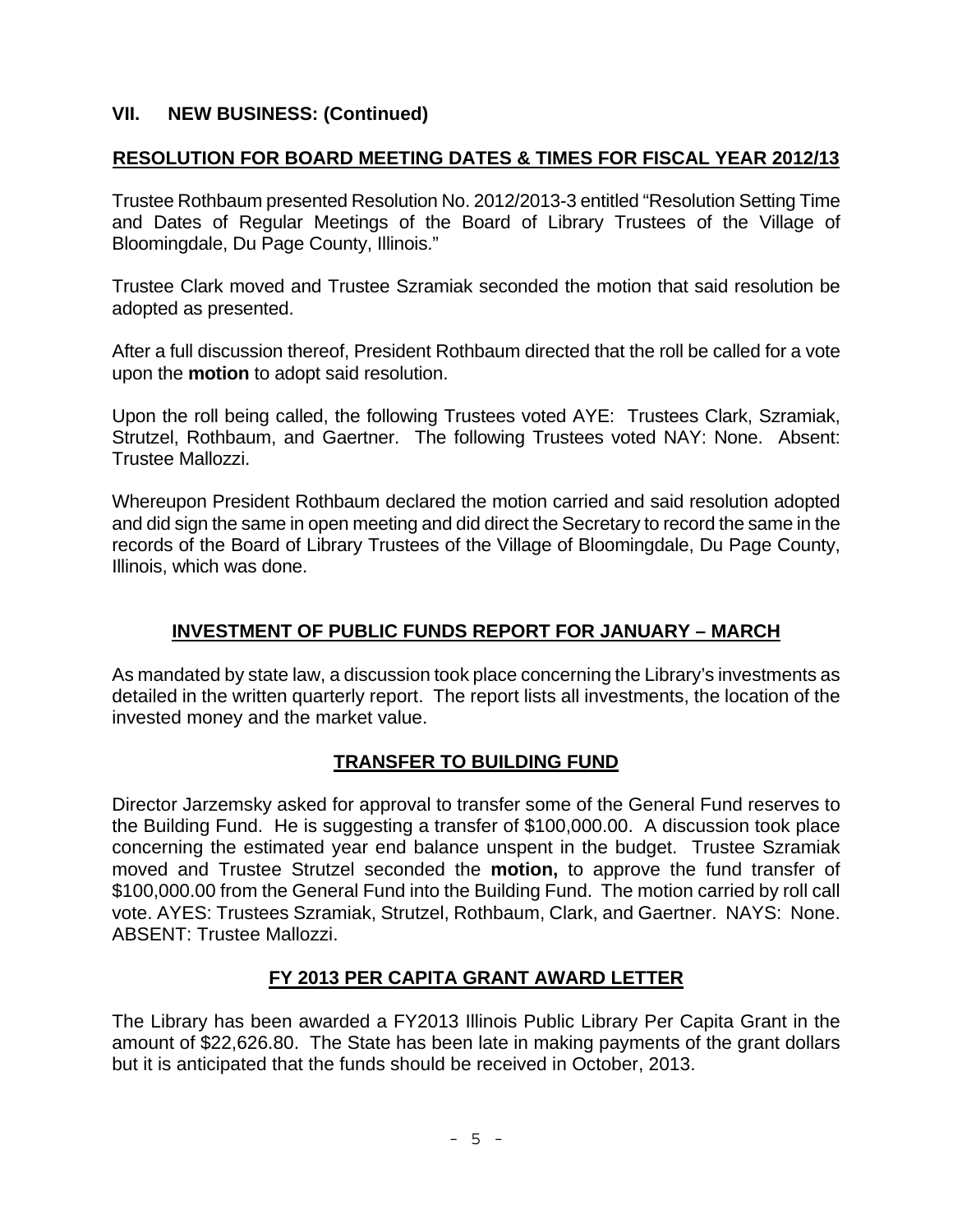## VII. NEW BUSINESS: (Continued)

### RESOLUTION FOR BOARD MEETING DATES & TIMES FOR FISCAL YEAR 2012/13

Trustee Rothbaum presented Resolution No. 2012/2013-3 entitled "Resolution Setting Time and Dates of Regular Meetings of the Board of Library Trustees of the Village of Bloomingdale, Du Page County, Illinois."

Trustee Clark moved and Trustee Szramiak seconded the motion that said resolution be adopted as presented.

After a full discussion thereof, President Rothbaum directed that the roll be called for a vote upon the **motion** to adopt said resolution.

Upon the roll being called, the following Trustees voted AYE: Trustees Clark, Szramiak, Strutzel, Rothbaum, and Gaertner. The following Trustees voted NAY: None. Absent: Trustee Mallozzi.

Whereupon President Rothbaum declared the motion carried and said resolution adopted and did sign the same in open meeting and did direct the Secretary to record the same in the records of the Board of Library Trustees of the Village of Bloomingdale, Du Page County, Illinois, which was done.

### INVESTMENT OF PUBLIC FUNDS REPORT FOR JANUARY – MARCH

As mandated by state law, a discussion took place concerning the Library's investments as detailed in the written quarterly report. The report lists all investments, the location of the invested money and the market value.

### TRANSFER TO BUILDING FUND

Director Jarzemsky asked for approval to transfer some of the General Fund reserves to the Building Fund. He is suggesting a transfer of $100,000.00. A discussion took place concerning the estimated year end balance unspent in the budget. Trustee Szramiak moved and Trustee Strutzel seconded the **motion,** to approve the fund transfer of $100,000.00 from the General Fund into the Building Fund. The motion carried by roll call vote. AYES: Trustees Szramiak, Strutzel, Rothbaum, Clark, and Gaertner. NAYS: None. ABSENT: Trustee Mallozzi.

### FY 2013 PER CAPITA GRANT AWARD LETTER

The Library has been awarded a FY2013 Illinois Public Library Per Capita Grant in the amount of $22,626.80. The State has been late in making payments of the grant dollars but it is anticipated that the funds should be received in October, 2013.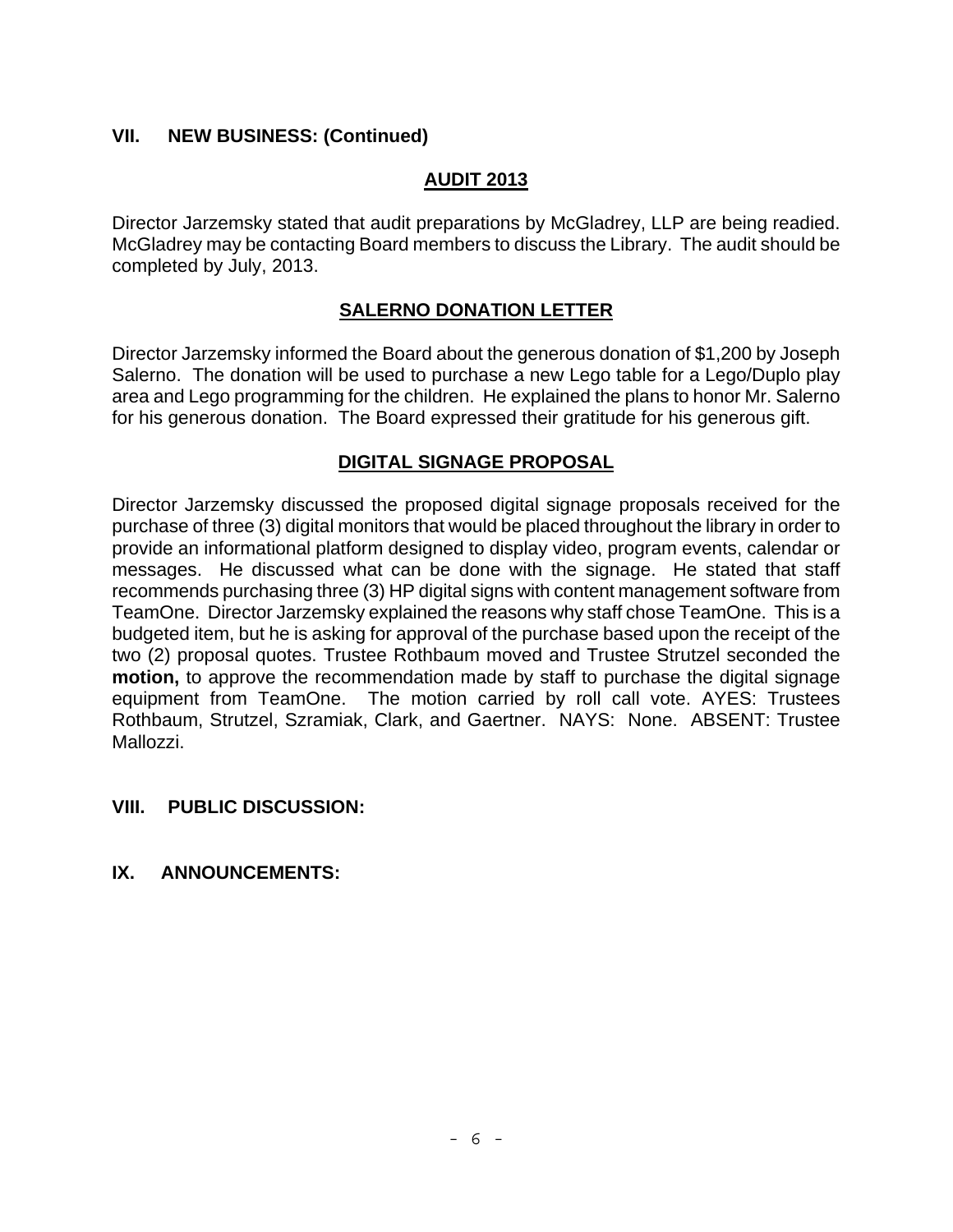## VII. NEW BUSINESS: (Continued)

### AUDIT 2013

Director Jarzemsky stated that audit preparations by McGladrey, LLP are being readied. McGladrey may be contacting Board members to discuss the Library. The audit should be completed by July, 2013.

### SALERNO DONATION LETTER

Director Jarzemsky informed the Board about the generous donation of $1,200 by Joseph Salerno. The donation will be used to purchase a new Lego table for a Lego/Duplo play area and Lego programming for the children. He explained the plans to honor Mr. Salerno for his generous donation. The Board expressed their gratitude for his generous gift.

### DIGITAL SIGNAGE PROPOSAL

Director Jarzemsky discussed the proposed digital signage proposals received for the purchase of three (3) digital monitors that would be placed throughout the library in order to provide an informational platform designed to display video, program events, calendar or messages. He discussed what can be done with the signage. He stated that staff recommends purchasing three (3) HP digital signs with content management software from TeamOne. Director Jarzemsky explained the reasons why staff chose TeamOne. This is a budgeted item, but he is asking for approval of the purchase based upon the receipt of the two (2) proposal quotes. Trustee Rothbaum moved and Trustee Strutzel seconded the **motion,** to approve the recommendation made by staff to purchase the digital signage equipment from TeamOne. The motion carried by roll call vote. AYES: Trustees Rothbaum, Strutzel, Szramiak, Clark, and Gaertner. NAYS: None. ABSENT: Trustee Mallozzi.

## VIII. PUBLIC DISCUSSION:

## IX. ANNOUNCEMENTS: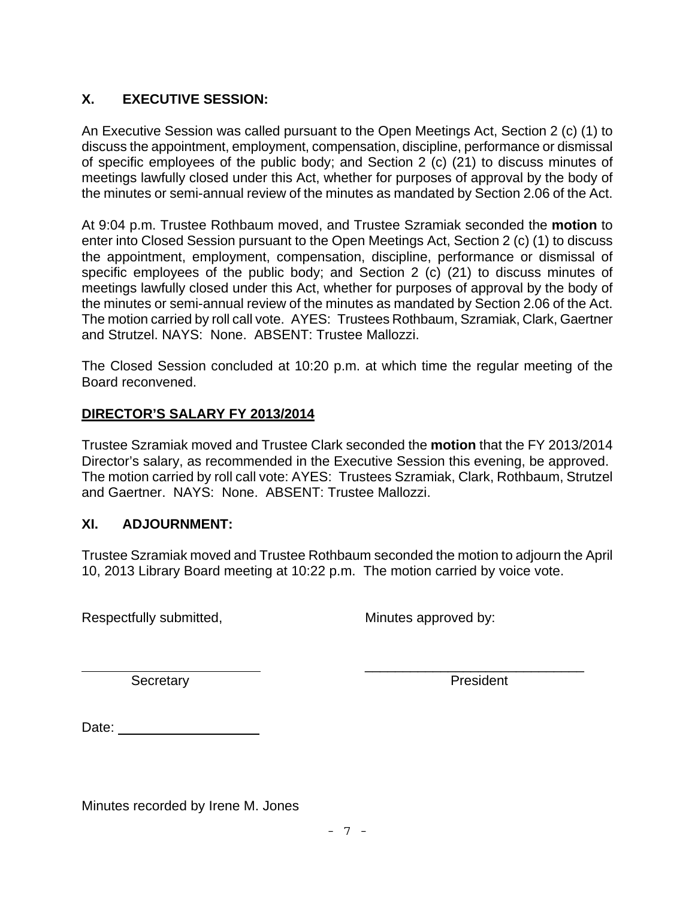## X. EXECUTIVE SESSION:

An Executive Session was called pursuant to the Open Meetings Act, Section 2 (c) (1) to discuss the appointment, employment, compensation, discipline, performance or dismissal of specific employees of the public body; and Section 2 (c) (21) to discuss minutes of meetings lawfully closed under this Act, whether for purposes of approval by the body of the minutes or semi-annual review of the minutes as mandated by Section 2.06 of the Act.

At 9:04 p.m. Trustee Rothbaum moved, and Trustee Szramiak seconded the **motion** to enter into Closed Session pursuant to the Open Meetings Act, Section 2 (c) (1) to discuss the appointment, employment, compensation, discipline, performance or dismissal of specific employees of the public body; and Section 2 (c) (21) to discuss minutes of meetings lawfully closed under this Act, whether for purposes of approval by the body of the minutes or semi-annual review of the minutes as mandated by Section 2.06 of the Act. The motion carried by roll call vote. AYES: Trustees Rothbaum, Szramiak, Clark, Gaertner and Strutzel. NAYS: None. ABSENT: Trustee Mallozzi.

The Closed Session concluded at 10:20 p.m. at which time the regular meeting of the Board reconvened.

**DIRECTOR'S SALARY FY 2013/2014**

Trustee Szramiak moved and Trustee Clark seconded the **motion** that the FY 2013/2014 Director's salary, as recommended in the Executive Session this evening, be approved. The motion carried by roll call vote: AYES: Trustees Szramiak, Clark, Rothbaum, Strutzel and Gaertner. NAYS: None. ABSENT: Trustee Mallozzi.

## XI. ADJOURNMENT:

Trustee Szramiak moved and Trustee Rothbaum seconded the motion to adjourn the April 10, 2013 Library Board meeting at 10:22 p.m. The motion carried by voice vote.

Respectfully submitted, Minutes approved by:

\_\_\_\_\_\_\_\_\_\_\_\_\_\_\_\_\_\_\_\_\_\_\_\_ \_\_\_\_\_\_\_\_\_\_\_\_\_\_\_\_\_\_\_\_\_\_\_\_\_\_\_\_\_\_

Secretary President

Date: \_\_\_\_\_\_\_\_\_\_\_\_\_\_\_\_\_\_\_\_

Minutes recorded by Irene M. Jones